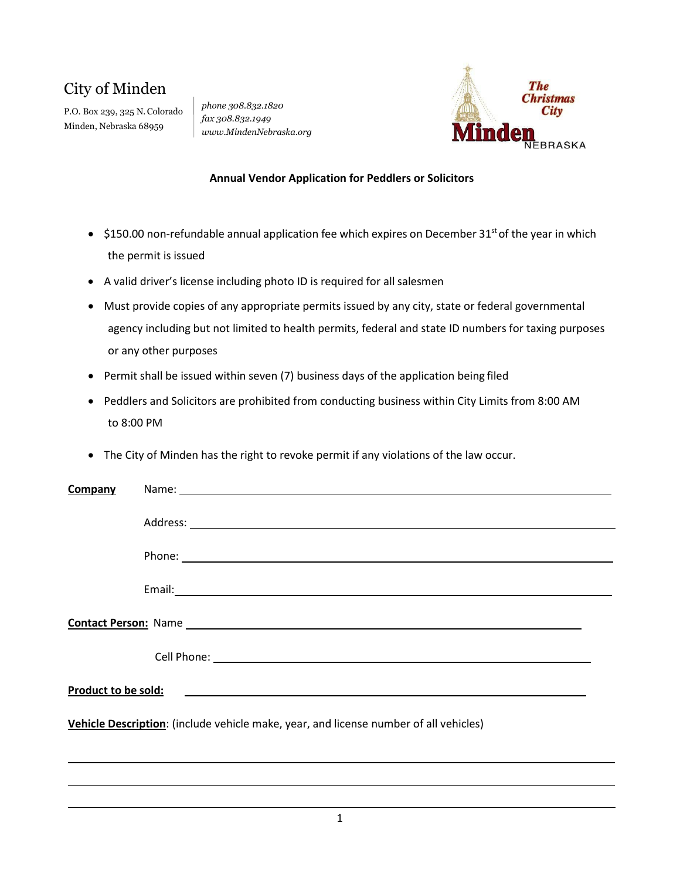# City of Minden

P.O. Box 239, 325 N. Colorado
Minden, Nebraska 68959

*phone 308.832.1820*
*fax 308.832.1949*
*www.MindenNebraska.org*

**Annual Vendor Application for Peddlers or Solicitors**

- $150.00 non-refundable annual application fee which expires on December 31st of the year in which the permit is issued
- A valid driver's license including photo ID is required for all salesmen
- Must provide copies of any appropriate permits issued by any city, state or federal governmental agency including but not limited to health permits, federal and state ID numbers for taxing purposes or any other purposes
- Permit shall be issued within seven (7) business days of the application being filed
- Peddlers and Solicitors are prohibited from conducting business within City Limits from 8:00 AM to 8:00 PM
- The City of Minden has the right to revoke permit if any violations of the law occur.

**Company** Name: ______________________________

Address: ______________________________

Phone: ______________________________

Email: ______________________________

**Contact Person:** Name ______________________________

Cell Phone: ______________________________

**Product to be sold:** ______________________________

**Vehicle Description**: (include vehicle make, year, and license number of all vehicles)

______________________________

______________________________

______________________________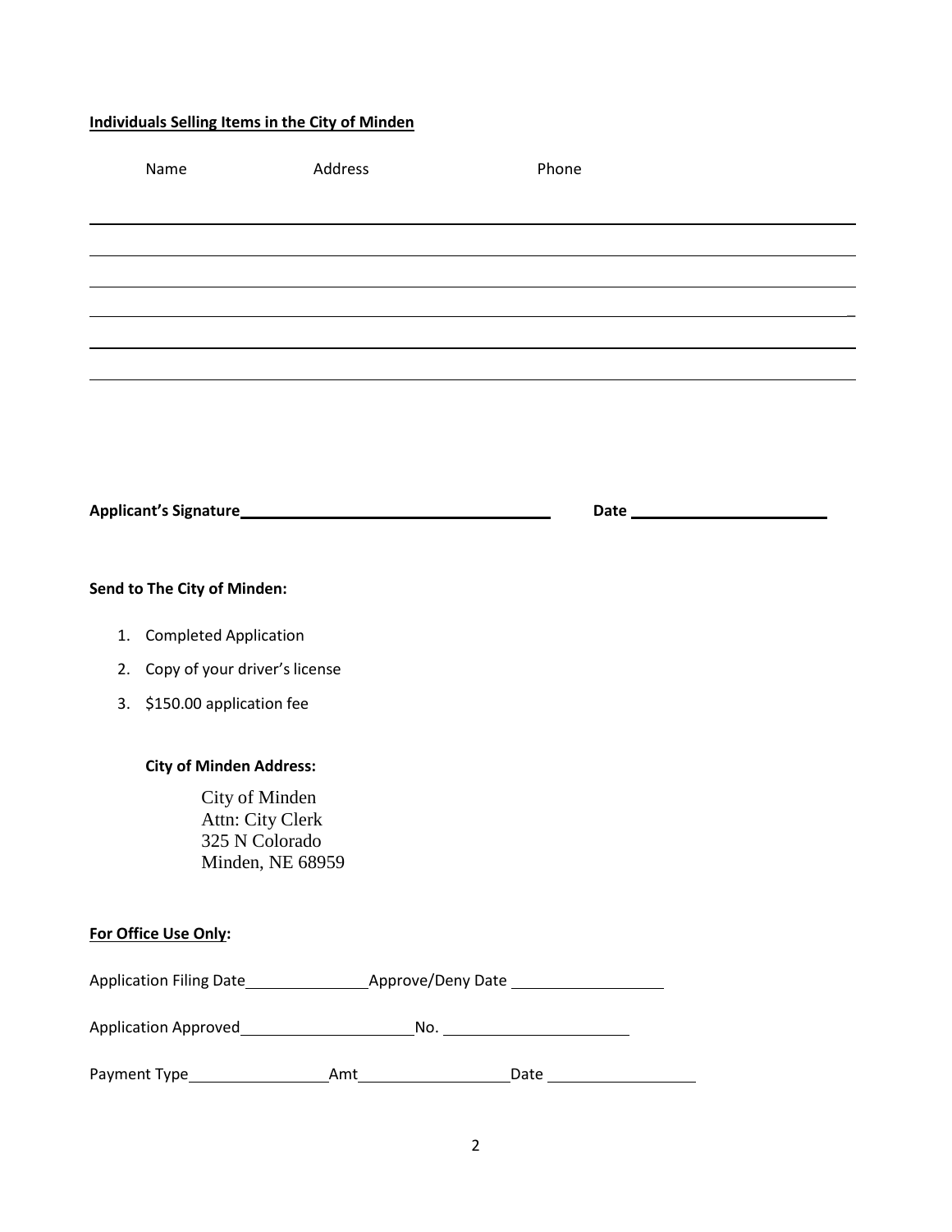**Individuals Selling Items in the City of Minden**

| Name | Address | Phone |
| --- | --- | --- |
| | | |
| | | |
| | | |
| | | |
| | | |
| | | |

**Applicant's Signature**\_\_\_\_\_\_\_\_\_\_\_\_\_\_\_\_\_\_\_\_\_\_\_\_\_\_\_\_\_\_\_\_\_\_ **Date** \_\_\_\_\_\_\_\_\_\_\_\_\_\_\_\_\_\_\_\_

**Send to The City of Minden:**

1. Completed Application
2. Copy of your driver's license
3. $150.00 application fee

**City of Minden Address:**

City of Minden
Attn: City Clerk
325 N Colorado
Minden, NE 68959

**For Office Use Only:**

Application Filing Date\_\_\_\_\_\_\_\_\_\_\_\_\_\_ Approve/Deny Date \_\_\_\_\_\_\_\_\_\_\_\_\_\_\_\_

Application Approved\_\_\_\_\_\_\_\_\_\_\_\_\_\_\_\_\_\_\_ No. \_\_\_\_\_\_\_\_\_\_\_\_\_\_\_\_\_\_\_\_

Payment Type\_\_\_\_\_\_\_\_\_\_\_\_\_\_\_ Amt\_\_\_\_\_\_\_\_\_\_\_\_\_\_\_\_ Date \_\_\_\_\_\_\_\_\_\_\_\_\_\_\_\_